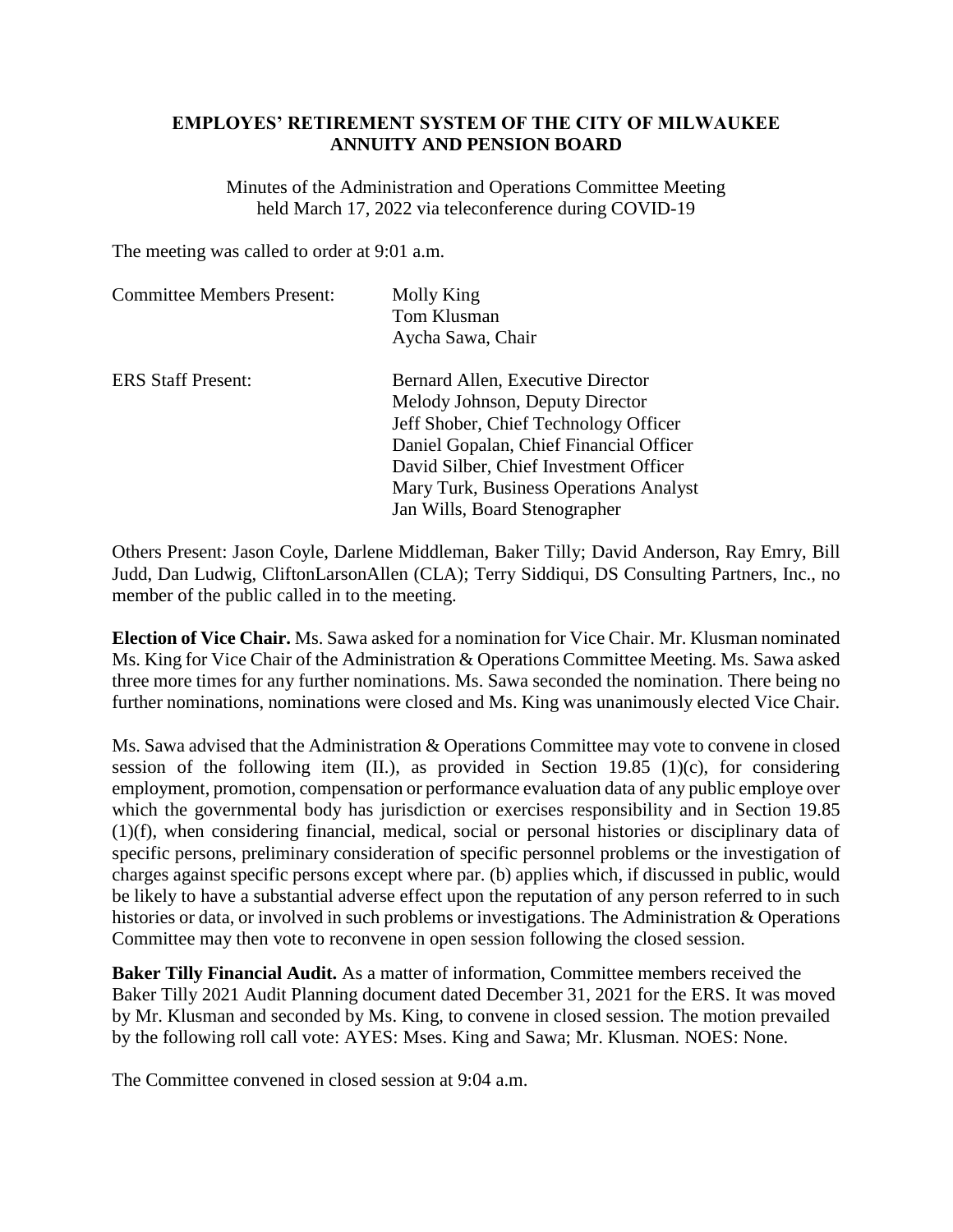# EMPLOYES' RETIREMENT SYSTEM OF THE CITY OF MILWAUKEE
# ANNUITY AND PENSION BOARD

Minutes of the Administration and Operations Committee Meeting
held March 17, 2022 via teleconference during COVID-19

The meeting was called to order at 9:01 a.m.

| | |
|---|---|
| Committee Members Present: | Molly King<br>Tom Klusman<br>Aycha Sawa, Chair |
| ERS Staff Present: | Bernard Allen, Executive Director<br>Melody Johnson, Deputy Director<br>Jeff Shober, Chief Technology Officer<br>Daniel Gopalan, Chief Financial Officer<br>David Silber, Chief Investment Officer<br>Mary Turk, Business Operations Analyst<br>Jan Wills, Board Stenographer |

Others Present: Jason Coyle, Darlene Middleman, Baker Tilly; David Anderson, Ray Emry, Bill Judd, Dan Ludwig, CliftonLarsonAllen (CLA); Terry Siddiqui, DS Consulting Partners, Inc., no member of the public called in to the meeting.

**Election of Vice Chair.** Ms. Sawa asked for a nomination for Vice Chair. Mr. Klusman nominated Ms. King for Vice Chair of the Administration & Operations Committee Meeting. Ms. Sawa asked three more times for any further nominations. Ms. Sawa seconded the nomination. There being no further nominations, nominations were closed and Ms. King was unanimously elected Vice Chair.

Ms. Sawa advised that the Administration & Operations Committee may vote to convene in closed session of the following item (II.), as provided in Section 19.85 (1)(c), for considering employment, promotion, compensation or performance evaluation data of any public employe over which the governmental body has jurisdiction or exercises responsibility and in Section 19.85 (1)(f), when considering financial, medical, social or personal histories or disciplinary data of specific persons, preliminary consideration of specific personnel problems or the investigation of charges against specific persons except where par. (b) applies which, if discussed in public, would be likely to have a substantial adverse effect upon the reputation of any person referred to in such histories or data, or involved in such problems or investigations. The Administration & Operations Committee may then vote to reconvene in open session following the closed session.

**Baker Tilly Financial Audit.** As a matter of information, Committee members received the Baker Tilly 2021 Audit Planning document dated December 31, 2021 for the ERS. It was moved by Mr. Klusman and seconded by Ms. King, to convene in closed session. The motion prevailed by the following roll call vote: AYES: Mses. King and Sawa; Mr. Klusman. NOES: None.

The Committee convened in closed session at 9:04 a.m.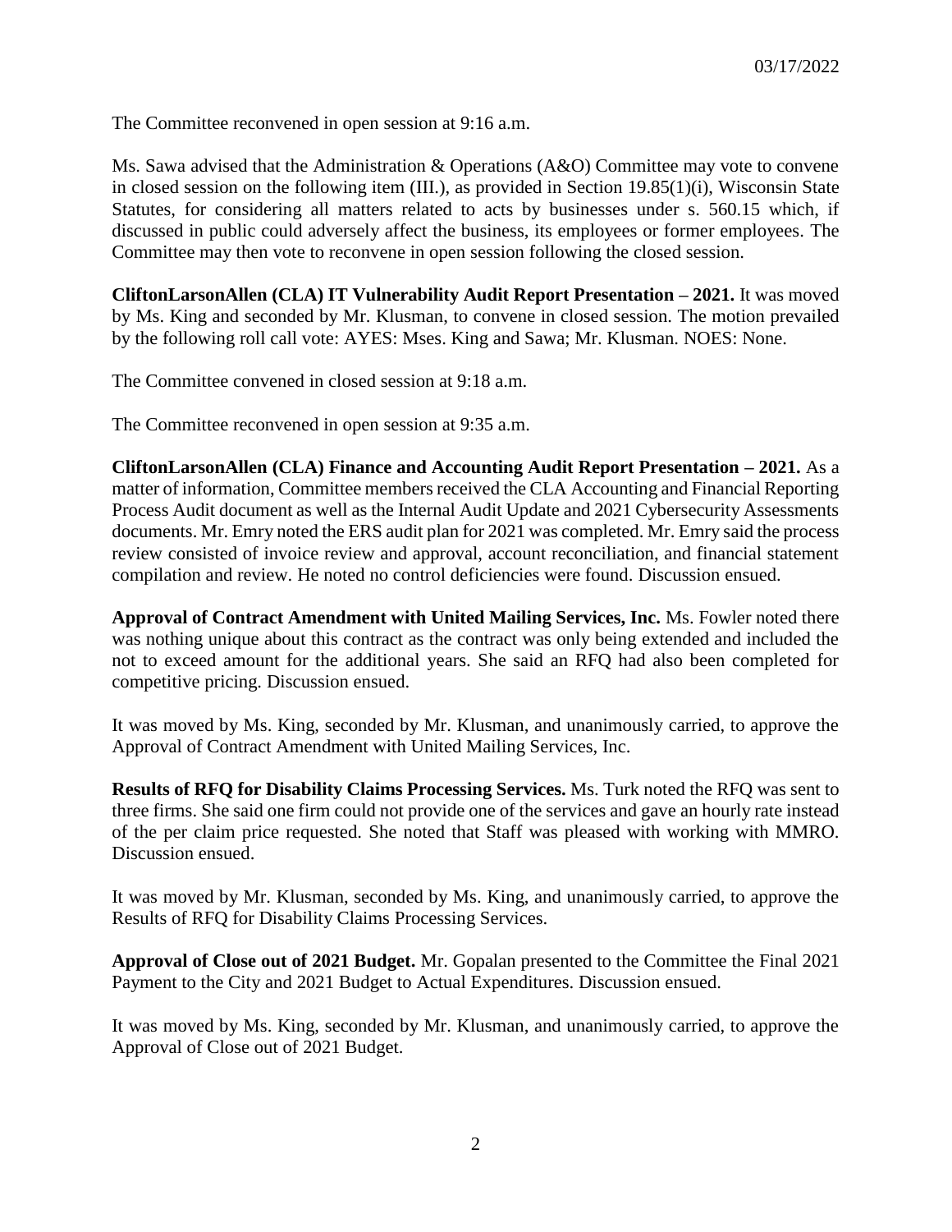The Committee reconvened in open session at 9:16 a.m.

Ms. Sawa advised that the Administration & Operations (A&O) Committee may vote to convene in closed session on the following item (III.), as provided in Section 19.85(1)(i), Wisconsin State Statutes, for considering all matters related to acts by businesses under s. 560.15 which, if discussed in public could adversely affect the business, its employees or former employees. The Committee may then vote to reconvene in open session following the closed session.

**CliftonLarsonAllen (CLA) IT Vulnerability Audit Report Presentation – 2021.** It was moved by Ms. King and seconded by Mr. Klusman, to convene in closed session. The motion prevailed by the following roll call vote: AYES: Mses. King and Sawa; Mr. Klusman. NOES: None.

The Committee convened in closed session at 9:18 a.m.

The Committee reconvened in open session at 9:35 a.m.

**CliftonLarsonAllen (CLA) Finance and Accounting Audit Report Presentation – 2021.** As a matter of information, Committee members received the CLA Accounting and Financial Reporting Process Audit document as well as the Internal Audit Update and 2021 Cybersecurity Assessments documents. Mr. Emry noted the ERS audit plan for 2021 was completed. Mr. Emry said the process review consisted of invoice review and approval, account reconciliation, and financial statement compilation and review. He noted no control deficiencies were found. Discussion ensued.

**Approval of Contract Amendment with United Mailing Services, Inc.** Ms. Fowler noted there was nothing unique about this contract as the contract was only being extended and included the not to exceed amount for the additional years. She said an RFQ had also been completed for competitive pricing. Discussion ensued.

It was moved by Ms. King, seconded by Mr. Klusman, and unanimously carried, to approve the Approval of Contract Amendment with United Mailing Services, Inc.

**Results of RFQ for Disability Claims Processing Services.** Ms. Turk noted the RFQ was sent to three firms. She said one firm could not provide one of the services and gave an hourly rate instead of the per claim price requested. She noted that Staff was pleased with working with MMRO. Discussion ensued.

It was moved by Mr. Klusman, seconded by Ms. King, and unanimously carried, to approve the Results of RFQ for Disability Claims Processing Services.

**Approval of Close out of 2021 Budget.** Mr. Gopalan presented to the Committee the Final 2021 Payment to the City and 2021 Budget to Actual Expenditures. Discussion ensued.

It was moved by Ms. King, seconded by Mr. Klusman, and unanimously carried, to approve the Approval of Close out of 2021 Budget.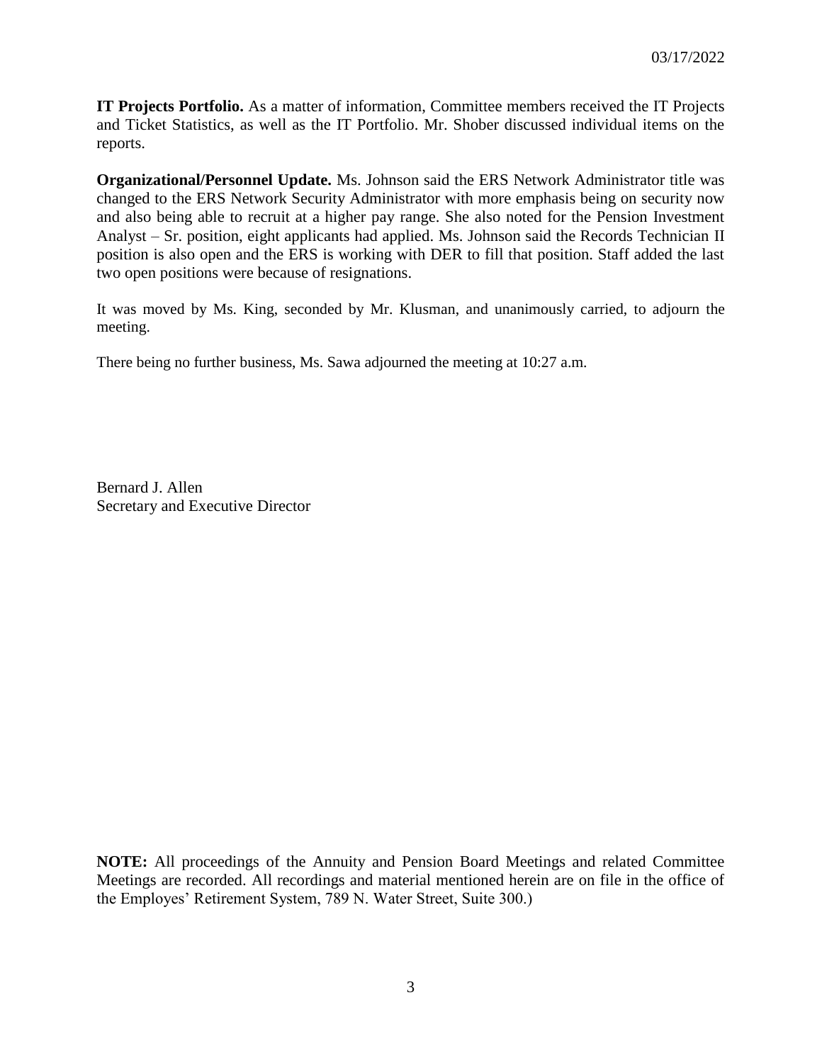**IT Projects Portfolio.** As a matter of information, Committee members received the IT Projects and Ticket Statistics, as well as the IT Portfolio. Mr. Shober discussed individual items on the reports.

**Organizational/Personnel Update.** Ms. Johnson said the ERS Network Administrator title was changed to the ERS Network Security Administrator with more emphasis being on security now and also being able to recruit at a higher pay range. She also noted for the Pension Investment Analyst – Sr. position, eight applicants had applied. Ms. Johnson said the Records Technician II position is also open and the ERS is working with DER to fill that position. Staff added the last two open positions were because of resignations.

It was moved by Ms. King, seconded by Mr. Klusman, and unanimously carried, to adjourn the meeting.

There being no further business, Ms. Sawa adjourned the meeting at 10:27 a.m.

Bernard J. Allen
Secretary and Executive Director

**NOTE:** All proceedings of the Annuity and Pension Board Meetings and related Committee Meetings are recorded. All recordings and material mentioned herein are on file in the office of the Employes' Retirement System, 789 N. Water Street, Suite 300.)